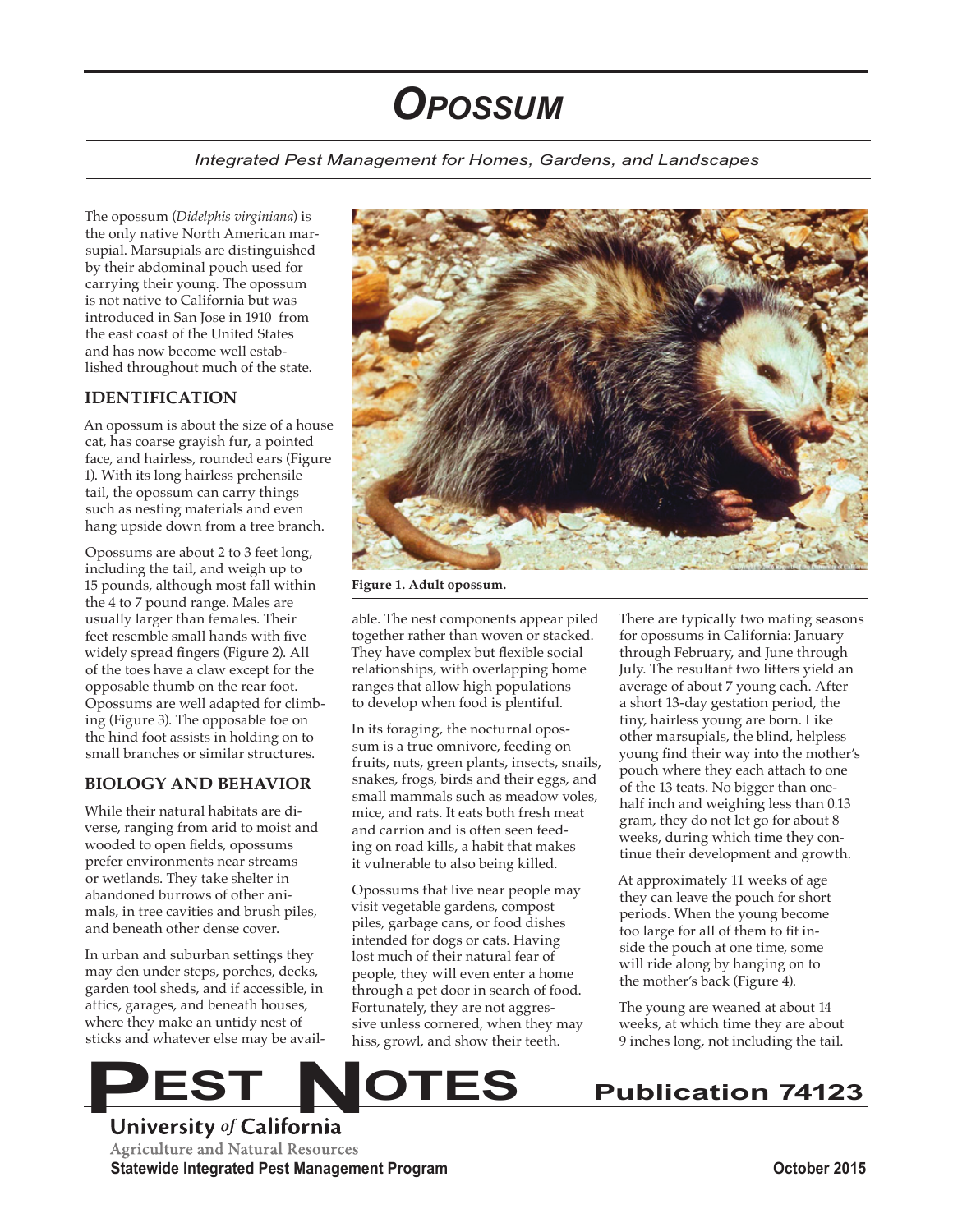# OPOSSUM

*Integrated Pest Management for Homes, Gardens, and Landscapes*

The opossum (*Didelphis virginiana*) is the only native North American marsupial. Marsupials are distinguished by their abdominal pouch used for carrying their young. The opossum is not native to California but was introduced in San Jose in 1910 from the east coast of the United States and has now become well established throughout much of the state.

## IDENTIFICATION

An opossum is about the size of a house cat, has coarse grayish fur, a pointed face, and hairless, rounded ears (Figure 1). With its long hairless prehensile tail, the opossum can carry things such as nesting materials and even hang upside down from a tree branch.

Opossums are about 2 to 3 feet long, including the tail, and weigh up to 15 pounds, although most fall within the 4 to 7 pound range. Males are usually larger than females. Their feet resemble small hands with five widely spread fingers (Figure 2). All of the toes have a claw except for the opposable thumb on the rear foot. Opossums are well adapted for climbing (Figure 3). The opposable toe on the hind foot assists in holding on to small branches or similar structures.

**Figure 1. Adult opossum.**

## BIOLOGY AND BEHAVIOR

While their natural habitats are diverse, ranging from arid to moist and wooded to open fields, opossums prefer environments near streams or wetlands. They take shelter in abandoned burrows of other animals, in tree cavities and brush piles, and beneath other dense cover.

In urban and suburban settings they may den under steps, porches, decks, garden tool sheds, and if accessible, in attics, garages, and beneath houses, where they make an untidy nest of sticks and whatever else may be available. The nest components appear piled together rather than woven or stacked. They have complex but flexible social relationships, with overlapping home ranges that allow high populations to develop when food is plentiful.

In its foraging, the nocturnal opossum is a true omnivore, feeding on fruits, nuts, green plants, insects, snails, snakes, frogs, birds and their eggs, and small mammals such as meadow voles, mice, and rats. It eats both fresh meat and carrion and is often seen feeding on road kills, a habit that makes it vulnerable to also being killed.

Opossums that live near people may visit vegetable gardens, compost piles, garbage cans, or food dishes intended for dogs or cats. Having lost much of their natural fear of people, they will even enter a home through a pet door in search of food. Fortunately, they are not aggressive unless cornered, when they may hiss, growl, and show their teeth.

There are typically two mating seasons for opossums in California: January through February, and June through July. The resultant two litters yield an average of about 7 young each. After a short 13-day gestation period, the tiny, hairless young are born. Like other marsupials, the blind, helpless young find their way into the mother's pouch where they each attach to one of the 13 teats. No bigger than one-half inch and weighing less than 0.13 gram, they do not let go for about 8 weeks, during which time they continue their development and growth.

At approximately 11 weeks of age they can leave the pouch for short periods. When the young become too large for all of them to fit inside the pouch at one time, some will ride along by hanging on to the mother's back (Figure 4).

The young are weaned at about 14 weeks, at which time they are about 9 inches long, not including the tail.

**PEST NOTES** — Publication 74123

University *of* California
Agriculture and Natural Resources
Statewide Integrated Pest Management Program

October 2015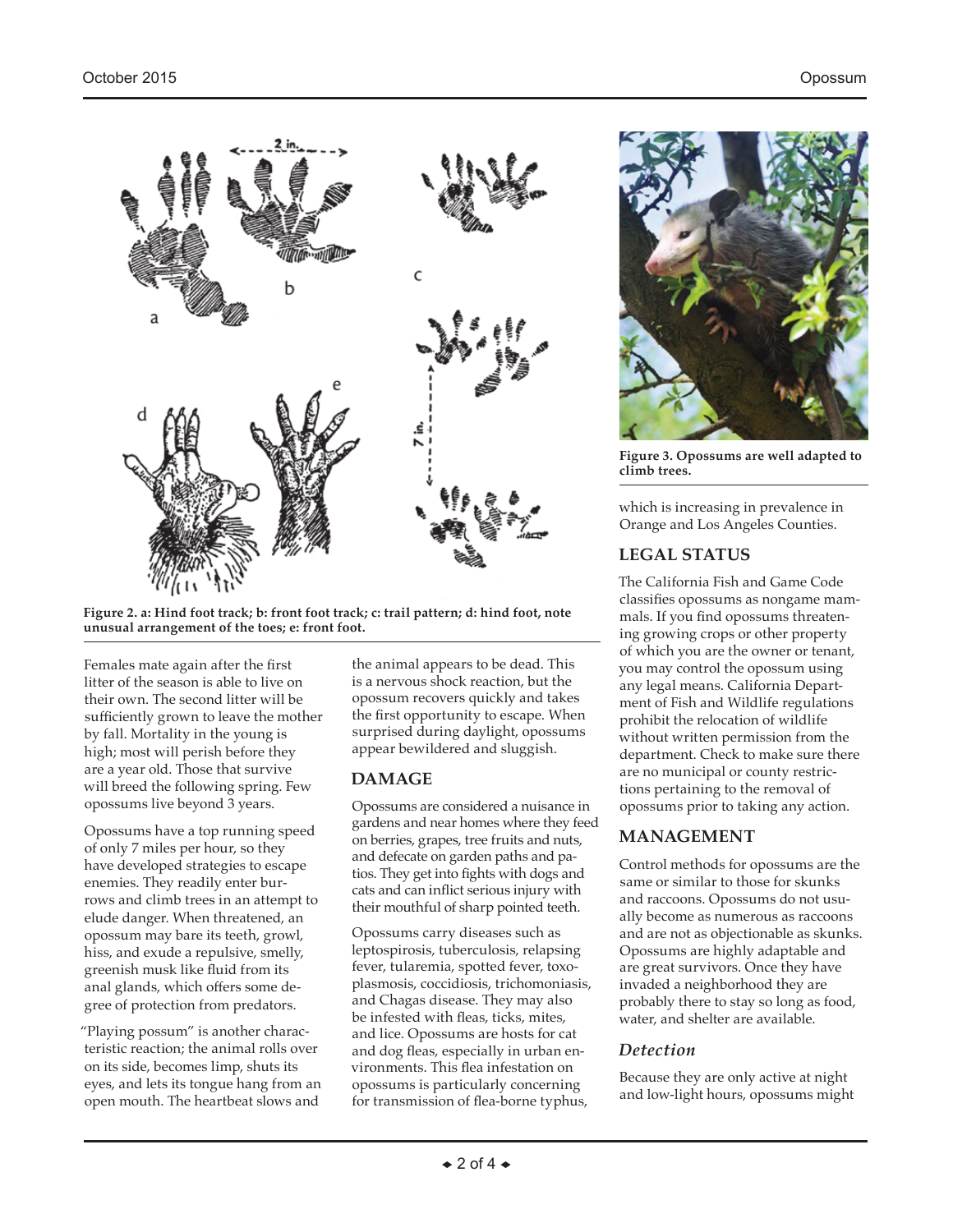Figure 2. a: Hind foot track; b: front foot track; c: trail pattern; d: hind foot, note unusual arrangement of the toes; e: front foot.

Figure 3. Opossums are well adapted to climb trees.

Females mate again after the first litter of the season is able to live on their own. The second litter will be sufficiently grown to leave the mother by fall. Mortality in the young is high; most will perish before they are a year old. Those that survive will breed the following spring. Few opossums live beyond 3 years.

Opossums have a top running speed of only 7 miles per hour, so they have developed strategies to escape enemies. They readily enter burrows and climb trees in an attempt to elude danger. When threatened, an opossum may bare its teeth, growl, hiss, and exude a repulsive, smelly, greenish musk like fluid from its anal glands, which offers some degree of protection from predators.

"Playing possum" is another characteristic reaction; the animal rolls over on its side, becomes limp, shuts its eyes, and lets its tongue hang from an open mouth. The heartbeat slows and the animal appears to be dead. This is a nervous shock reaction, but the opossum recovers quickly and takes the first opportunity to escape. When surprised during daylight, opossums appear bewildered and sluggish.

## DAMAGE

Opossums are considered a nuisance in gardens and near homes where they feed on berries, grapes, tree fruits and nuts, and defecate on garden paths and patios. They get into fights with dogs and cats and can inflict serious injury with their mouthful of sharp pointed teeth.

Opossums carry diseases such as leptospirosis, tuberculosis, relapsing fever, tularemia, spotted fever, toxoplasmosis, coccidiosis, trichomoniasis, and Chagas disease. They may also be infested with fleas, ticks, mites, and lice. Opossums are hosts for cat and dog fleas, especially in urban environments. This flea infestation on opossums is particularly concerning for transmission of flea-borne typhus, which is increasing in prevalence in Orange and Los Angeles Counties.

## LEGAL STATUS

The California Fish and Game Code classifies opossums as nongame mammals. If you find opossums threatening growing crops or other property of which you are the owner or tenant, you may control the opossum using any legal means. California Department of Fish and Wildlife regulations prohibit the relocation of wildlife without written permission from the department. Check to make sure there are no municipal or county restrictions pertaining to the removal of opossums prior to taking any action.

## MANAGEMENT

Control methods for opossums are the same or similar to those for skunks and raccoons. Opossums do not usually become as numerous as raccoons and are not as objectionable as skunks. Opossums are highly adaptable and are great survivors. Once they have invaded a neighborhood they are probably there to stay so long as food, water, and shelter are available.

### *Detection*

Because they are only active at night and low-light hours, opossums might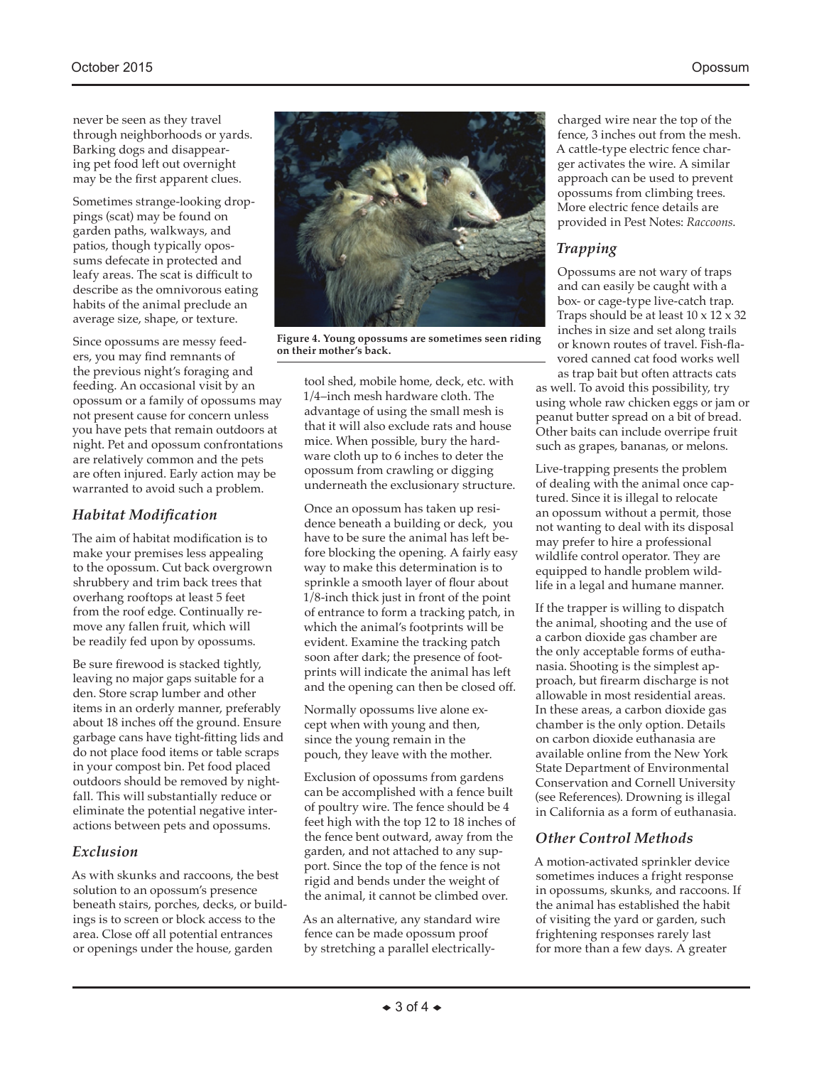never be seen as they travel through neighborhoods or yards. Barking dogs and disappearing pet food left out overnight may be the first apparent clues.

Sometimes strange-looking droppings (scat) may be found on garden paths, walkways, and patios, though typically opossums defecate in protected and leafy areas. The scat is difficult to describe as the omnivorous eating habits of the animal preclude an average size, shape, or texture.

Since opossums are messy feeders, you may find remnants of the previous night's foraging and feeding. An occasional visit by an opossum or a family of opossums may not present cause for concern unless you have pets that remain outdoors at night. Pet and opossum confrontations are relatively common and the pets are often injured. Early action may be warranted to avoid such a problem.

## *Habitat Modification*

The aim of habitat modification is to make your premises less appealing to the opossum. Cut back overgrown shrubbery and trim back trees that overhang rooftops at least 5 feet from the roof edge. Continually remove any fallen fruit, which will be readily fed upon by opossums.

Be sure firewood is stacked tightly, leaving no major gaps suitable for a den. Store scrap lumber and other items in an orderly manner, preferably about 18 inches off the ground. Ensure garbage cans have tight-fitting lids and do not place food items or table scraps in your compost bin. Pet food placed outdoors should be removed by nightfall. This will substantially reduce or eliminate the potential negative interactions between pets and opossums.

## *Exclusion*

As with skunks and raccoons, the best solution to an opossum's presence beneath stairs, porches, decks, or buildings is to screen or block access to the area. Close off all potential entrances or openings under the house, garden tool shed, mobile home, deck, etc. with 1/4–inch mesh hardware cloth. The advantage of using the small mesh is that it will also exclude rats and house mice. When possible, bury the hardware cloth up to 6 inches to deter the opossum from crawling or digging underneath the exclusionary structure.

**Figure 4. Young opossums are sometimes seen riding on their mother's back.**

Once an opossum has taken up residence beneath a building or deck, you have to be sure the animal has left before blocking the opening. A fairly easy way to make this determination is to sprinkle a smooth layer of flour about 1/8-inch thick just in front of the point of entrance to form a tracking patch, in which the animal's footprints will be evident. Examine the tracking patch soon after dark; the presence of footprints will indicate the animal has left and the opening can then be closed off.

Normally opossums live alone except when with young and then, since the young remain in the pouch, they leave with the mother.

Exclusion of opossums from gardens can be accomplished with a fence built of poultry wire. The fence should be 4 feet high with the top 12 to 18 inches of the fence bent outward, away from the garden, and not attached to any support. Since the top of the fence is not rigid and bends under the weight of the animal, it cannot be climbed over.

As an alternative, any standard wire fence can be made opossum proof by stretching a parallel electrically-charged wire near the top of the fence, 3 inches out from the mesh. A cattle-type electric fence charger activates the wire. A similar approach can be used to prevent opossums from climbing trees. More electric fence details are provided in Pest Notes: *Raccoons*.

## *Trapping*

Opossums are not wary of traps and can easily be caught with a box- or cage-type live-catch trap. Traps should be at least 10 x 12 x 32 inches in size and set along trails or known routes of travel. Fish-flavored canned cat food works well as trap bait but often attracts cats as well. To avoid this possibility, try using whole raw chicken eggs or jam or peanut butter spread on a bit of bread. Other baits can include overripe fruit such as grapes, bananas, or melons.

Live-trapping presents the problem of dealing with the animal once captured. Since it is illegal to relocate an opossum without a permit, those not wanting to deal with its disposal may prefer to hire a professional wildlife control operator. They are equipped to handle problem wildlife in a legal and humane manner.

If the trapper is willing to dispatch the animal, shooting and the use of a carbon dioxide gas chamber are the only acceptable forms of euthanasia. Shooting is the simplest approach, but firearm discharge is not allowable in most residential areas. In these areas, a carbon dioxide gas chamber is the only option. Details on carbon dioxide euthanasia are available online from the New York State Department of Environmental Conservation and Cornell University (see References). Drowning is illegal in California as a form of euthanasia.

## *Other Control Methods*

A motion-activated sprinkler device sometimes induces a fright response in opossums, skunks, and raccoons. If the animal has established the habit of visiting the yard or garden, such frightening responses rarely last for more than a few days. A greater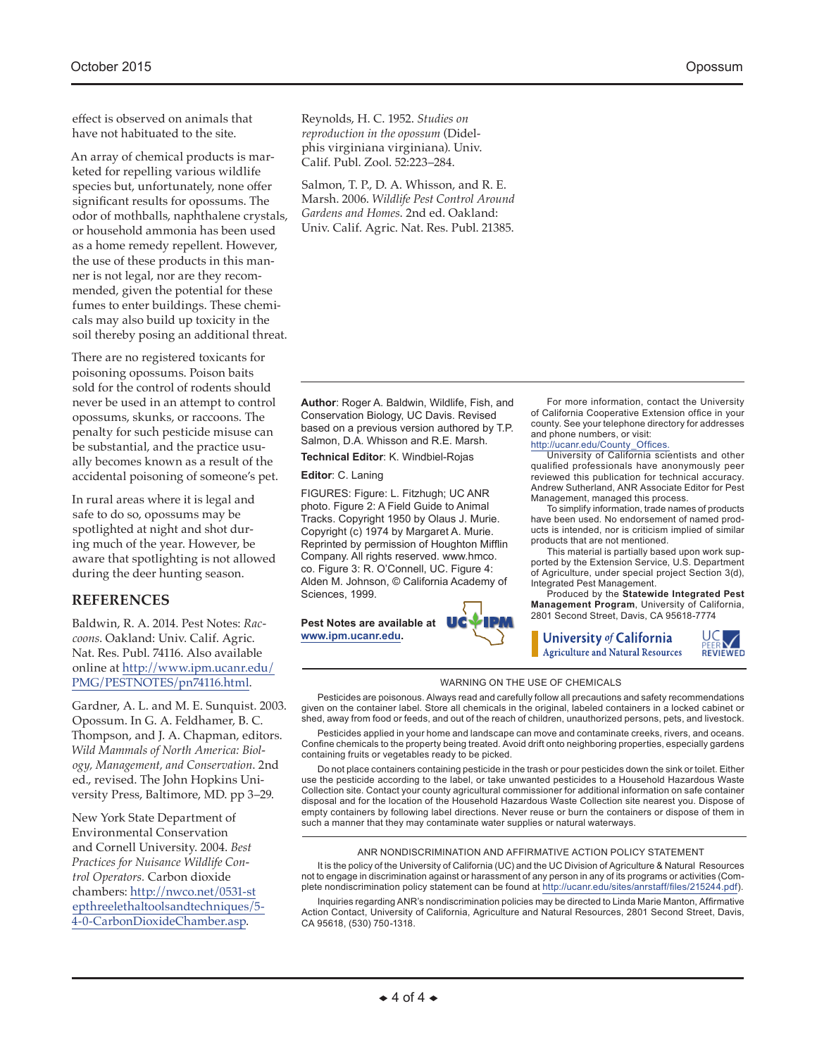effect is observed on animals that have not habituated to the site.

An array of chemical products is marketed for repelling various wildlife species but, unfortunately, none offer significant results for opossums. The odor of mothballs, naphthalene crystals, or household ammonia has been used as a home remedy repellent. However, the use of these products in this manner is not legal, nor are they recommended, given the potential for these fumes to enter buildings. These chemicals may also build up toxicity in the soil thereby posing an additional threat.

There are no registered toxicants for poisoning opossums. Poison baits sold for the control of rodents should never be used in an attempt to control opossums, skunks, or raccoons. The penalty for such pesticide misuse can be substantial, and the practice usually becomes known as a result of the accidental poisoning of someone's pet.

In rural areas where it is legal and safe to do so, opossums may be spotlighted at night and shot during much of the year. However, be aware that spotlighting is not allowed during the deer hunting season.

## REFERENCES

Baldwin, R. A. 2014. Pest Notes: *Raccoons*. Oakland: Univ. Calif. Agric. Nat. Res. Publ. 74116. Also available online at http://www.ipm.ucanr.edu/PMG/PESTNOTES/pn74116.html.

Gardner, A. L. and M. E. Sunquist. 2003. Opossum. In G. A. Feldhamer, B. C. Thompson, and J. A. Chapman, editors. *Wild Mammals of North America: Biology, Management, and Conservation*. 2nd ed., revised. The John Hopkins University Press, Baltimore, MD. pp 3–29.

New York State Department of Environmental Conservation and Cornell University. 2004. *Best Practices for Nuisance Wildlife Control Operators*. Carbon dioxide chambers: http://nwco.net/0531-stepthreelethaltoolsandtechniques/5-4-0-CarbonDioxideChamber.asp.

Reynolds, H. C. 1952. *Studies on reproduction in the opossum* (Didelphis virginiana virginiana). Univ. Calif. Publ. Zool. 52:223–284.

Salmon, T. P., D. A. Whisson, and R. E. Marsh. 2006. *Wildlife Pest Control Around Gardens and Homes*. 2nd ed. Oakland: Univ. Calif. Agric. Nat. Res. Publ. 21385.

---

**Author**: Roger A. Baldwin, Wildlife, Fish, and Conservation Biology, UC Davis. Revised based on a previous version authored by T.P. Salmon, D.A. Whisson and R.E. Marsh.

**Technical Editor**: K. Windbiel-Rojas

**Editor**: C. Laning

FIGURES: Figure: L. Fitzhugh; UC ANR photo. Figure 2: A Field Guide to Animal Tracks. Copyright 1950 by Olaus J. Murie. Copyright (c) 1974 by Margaret A. Murie. Reprinted by permission of Houghton Mifflin Company. All rights reserved. www.hmco.co. Figure 3: R. O'Connell, UC. Figure 4: Alden M. Johnson, © California Academy of Sciences, 1999.

**Pest Notes are available at www.ipm.ucanr.edu.**

For more information, contact the University of California Cooperative Extension office in your county. See your telephone directory for addresses and phone numbers, or visit: http://ucanr.edu/County_Offices.

University of California scientists and other qualified professionals have anonymously peer reviewed this publication for technical accuracy. Andrew Sutherland, ANR Associate Editor for Pest Management, managed this process.

To simplify information, trade names of products have been used. No endorsement of named products is intended, nor is criticism implied of similar products that are not mentioned.

This material is partially based upon work supported by the Extension Service, U.S. Department of Agriculture, under special project Section 3(d), Integrated Pest Management.

Produced by the **Statewide Integrated Pest Management Program**, University of California, 2801 Second Street, Davis, CA 95618-7774

University of California Agriculture and Natural Resources

UC PEER REVIEWED

### WARNING ON THE USE OF CHEMICALS

Pesticides are poisonous. Always read and carefully follow all precautions and safety recommendations given on the container label. Store all chemicals in the original, labeled containers in a locked cabinet or shed, away from food or feeds, and out of the reach of children, unauthorized persons, pets, and livestock.

Pesticides applied in your home and landscape can move and contaminate creeks, rivers, and oceans. Confine chemicals to the property being treated. Avoid drift onto neighboring properties, especially gardens containing fruits or vegetables ready to be picked.

Do not place containers containing pesticide in the trash or pour pesticides down the sink or toilet. Either use the pesticide according to the label, or take unwanted pesticides to a Household Hazardous Waste Collection site. Contact your county agricultural commissioner for additional information on safe container disposal and for the location of the Household Hazardous Waste Collection site nearest you. Dispose of empty containers by following label directions. Never reuse or burn the containers or dispose of them in such a manner that they may contaminate water supplies or natural waterways.

### ANR NONDISCRIMINATION AND AFFIRMATIVE ACTION POLICY STATEMENT

It is the policy of the University of California (UC) and the UC Division of Agriculture & Natural Resources not to engage in discrimination against or harassment of any person in any of its programs or activities (Complete nondiscrimination policy statement can be found at http://ucanr.edu/sites/anrstaff/files/215244.pdf).

Inquiries regarding ANR's nondiscrimination policies may be directed to Linda Marie Manton, Affirmative Action Contact, University of California, Agriculture and Natural Resources, 2801 Second Street, Davis, CA 95618, (530) 750-1318.